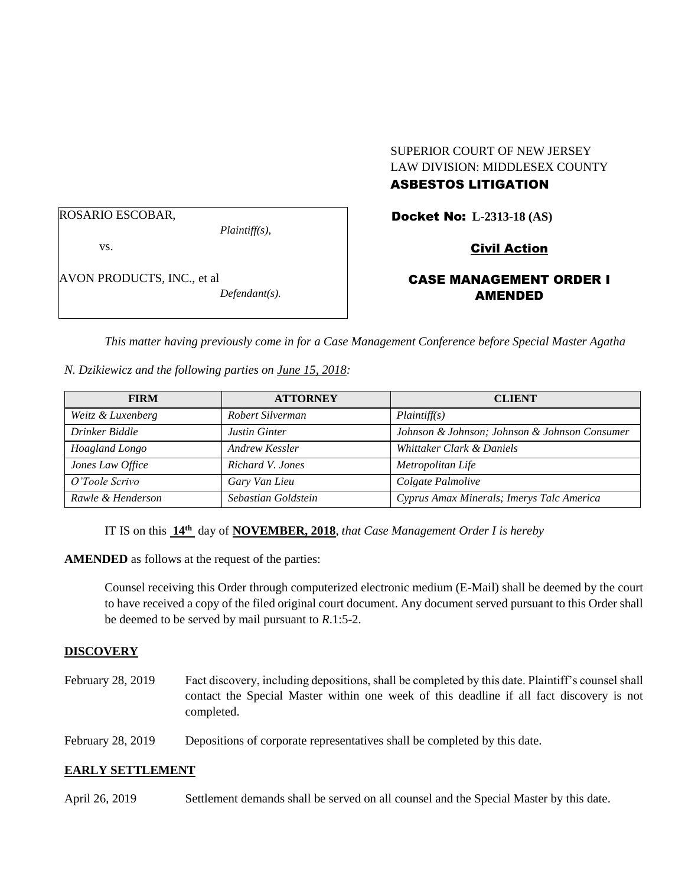SUPERIOR COURT OF NEW JERSEY
LAW DIVISION: MIDDLESEX COUNTY
**ASBESTOS LITIGATION**

ROSARIO ESCOBAR,
*Plaintiff(s),*

vs.

AVON PRODUCTS, INC., et al
*Defendant(s).*

**Docket No: L-2313-18 (AS)**

**Civil Action**

**CASE MANAGEMENT ORDER I AMENDED**

*This matter having previously come in for a Case Management Conference before Special Master Agatha N. Dzikiewicz and the following parties on June 15, 2018:*

| FIRM | ATTORNEY | CLIENT |
|---|---|---|
| *Weitz & Luxenberg* | *Robert Silverman* | *Plaintiff(s)* |
| *Drinker Biddle* | *Justin Ginter* | *Johnson & Johnson; Johnson & Johnson Consumer* |
| *Hoagland Longo* | *Andrew Kessler* | *Whittaker Clark & Daniels* |
| *Jones Law Office* | *Richard V. Jones* | *Metropolitan Life* |
| *O'Toole Scrivo* | *Gary Van Lieu* | *Colgate Palmolive* |
| *Rawle & Henderson* | *Sebastian Goldstein* | *Cyprus Amax Minerals; Imerys Talc America* |

IT IS on this **14th** day of **NOVEMBER, 2018**, *that Case Management Order I is hereby* **AMENDED** as follows at the request of the parties:

Counsel receiving this Order through computerized electronic medium (E-Mail) shall be deemed by the court to have received a copy of the filed original court document. Any document served pursuant to this Order shall be deemed to be served by mail pursuant to *R*.1:5-2.

## DISCOVERY

February 28, 2019 — Fact discovery, including depositions, shall be completed by this date. Plaintiff's counsel shall contact the Special Master within one week of this deadline if all fact discovery is not completed.

February 28, 2019 — Depositions of corporate representatives shall be completed by this date.

## EARLY SETTLEMENT

April 26, 2019 — Settlement demands shall be served on all counsel and the Special Master by this date.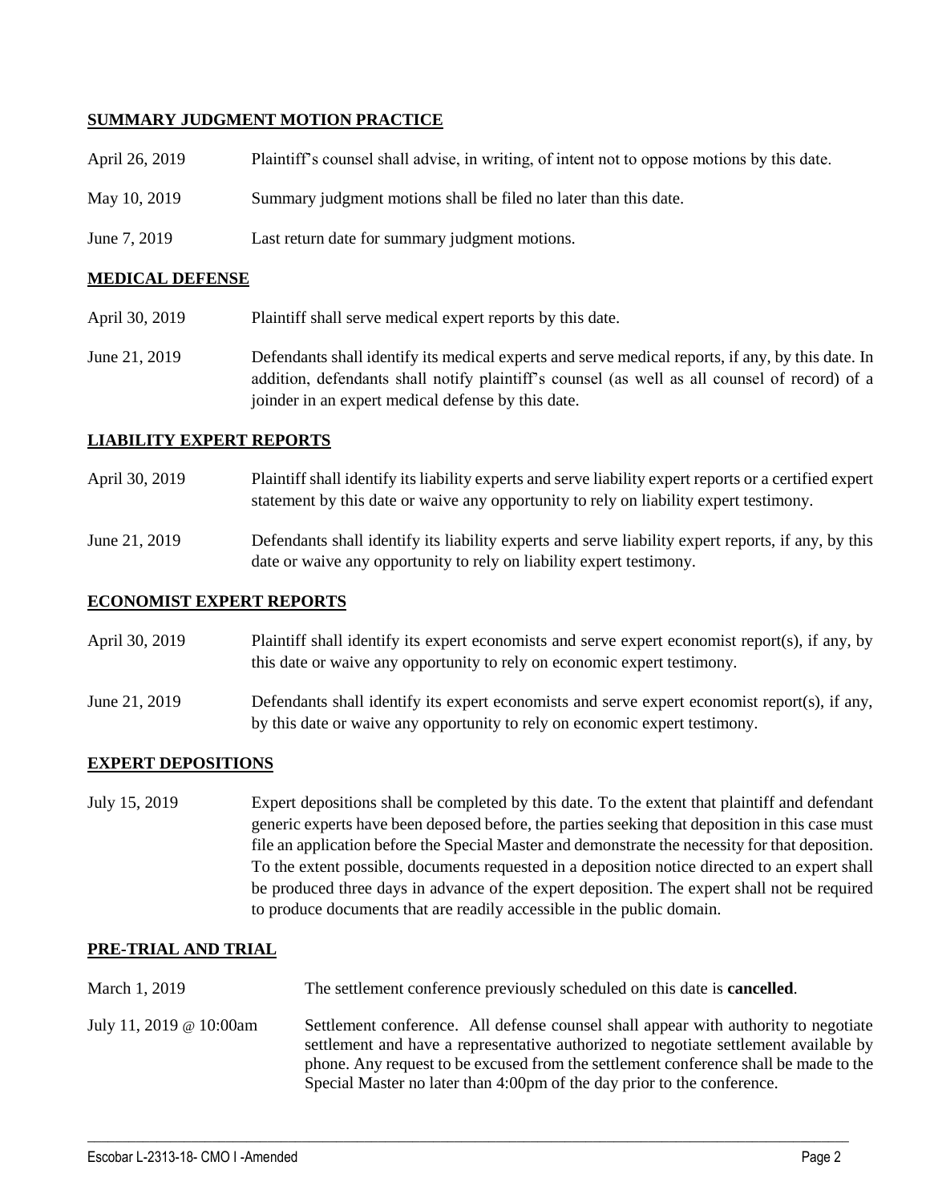## SUMMARY JUDGMENT MOTION PRACTICE

| | |
|---|---|
| April 26, 2019 | Plaintiff's counsel shall advise, in writing, of intent not to oppose motions by this date. |
| May 10, 2019 | Summary judgment motions shall be filed no later than this date. |
| June 7, 2019 | Last return date for summary judgment motions. |

## MEDICAL DEFENSE

| | |
|---|---|
| April 30, 2019 | Plaintiff shall serve medical expert reports by this date. |
| June 21, 2019 | Defendants shall identify its medical experts and serve medical reports, if any, by this date. In addition, defendants shall notify plaintiff's counsel (as well as all counsel of record) of a joinder in an expert medical defense by this date. |

## LIABILITY EXPERT REPORTS

| | |
|---|---|
| April 30, 2019 | Plaintiff shall identify its liability experts and serve liability expert reports or a certified expert statement by this date or waive any opportunity to rely on liability expert testimony. |
| June 21, 2019 | Defendants shall identify its liability experts and serve liability expert reports, if any, by this date or waive any opportunity to rely on liability expert testimony. |

## ECONOMIST EXPERT REPORTS

| | |
|---|---|
| April 30, 2019 | Plaintiff shall identify its expert economists and serve expert economist report(s), if any, by this date or waive any opportunity to rely on economic expert testimony. |
| June 21, 2019 | Defendants shall identify its expert economists and serve expert economist report(s), if any, by this date or waive any opportunity to rely on economic expert testimony. |

## EXPERT DEPOSITIONS

| | |
|---|---|
| July 15, 2019 | Expert depositions shall be completed by this date. To the extent that plaintiff and defendant generic experts have been deposed before, the parties seeking that deposition in this case must file an application before the Special Master and demonstrate the necessity for that deposition. To the extent possible, documents requested in a deposition notice directed to an expert shall be produced three days in advance of the expert deposition. The expert shall not be required to produce documents that are readily accessible in the public domain. |

## PRE-TRIAL AND TRIAL

| | |
|---|---|
| March 1, 2019 | The settlement conference previously scheduled on this date is **cancelled**. |
| July 11, 2019 @ 10:00am | Settlement conference. All defense counsel shall appear with authority to negotiate settlement and have a representative authorized to negotiate settlement available by phone. Any request to be excused from the settlement conference shall be made to the Special Master no later than 4:00pm of the day prior to the conference. |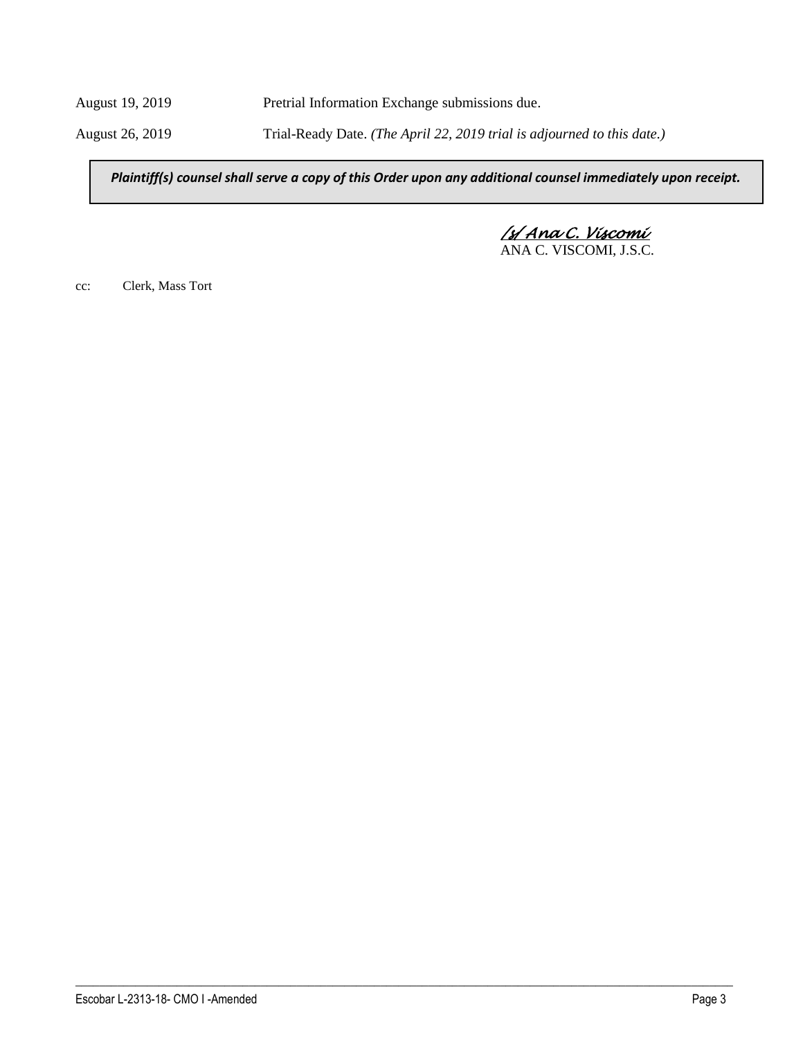| | |
|---|---|
| August 19, 2019 | Pretrial Information Exchange submissions due. |
| August 26, 2019 | Trial-Ready Date. *(The April 22, 2019 trial is adjourned to this date.)* |

***Plaintiff(s) counsel shall serve a copy of this Order upon any additional counsel immediately upon receipt.***

*/s/ Ana C. Viscomi*
ANA C. VISCOMI, J.S.C.

cc: Clerk, Mass Tort